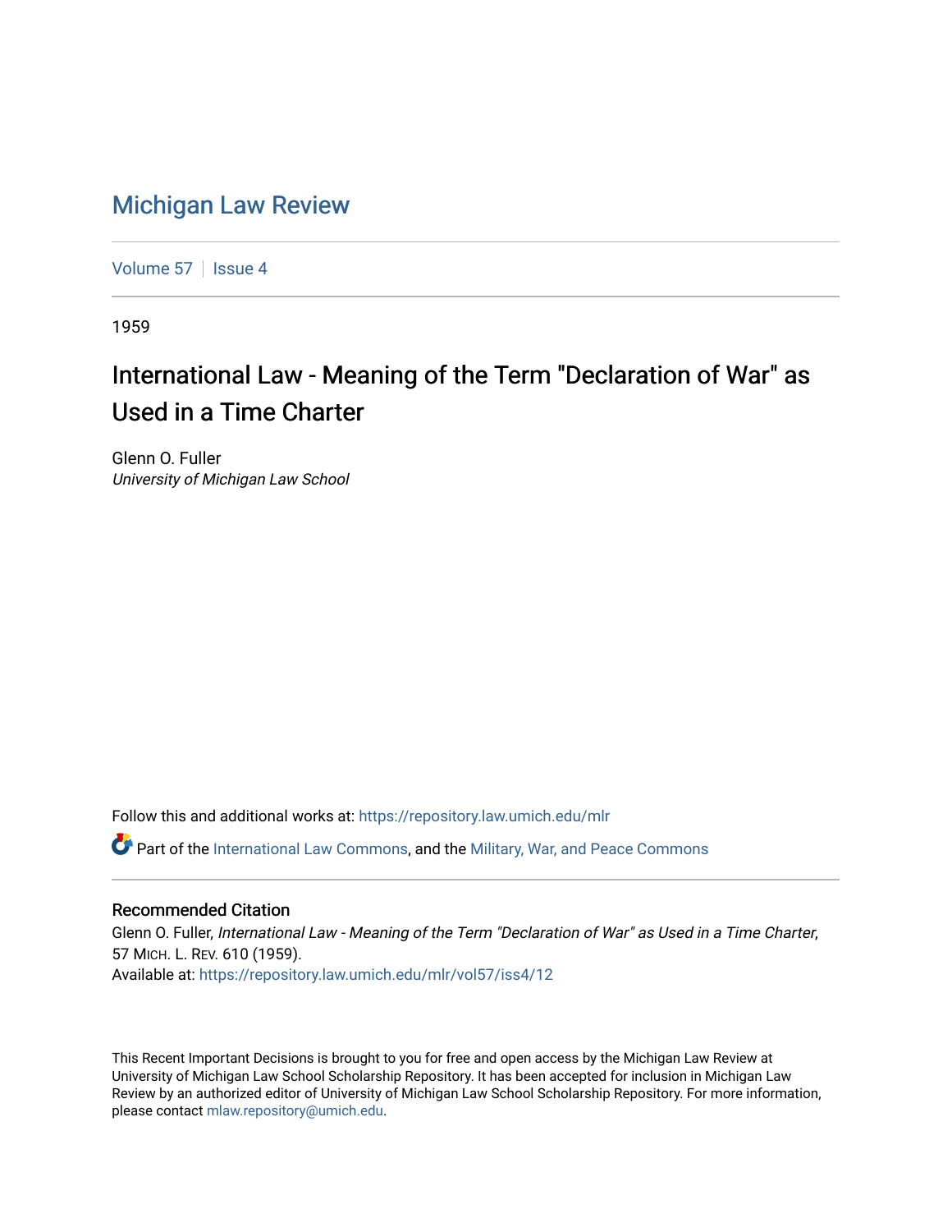# Michigan Law Review

Volume 57 | Issue 4

1959

## International Law - Meaning of the Term "Declaration of War" as Used in a Time Charter

Glenn O. Fuller
*University of Michigan Law School*

Follow this and additional works at: https://repository.law.umich.edu/mlr

Part of the International Law Commons, and the Military, War, and Peace Commons

### Recommended Citation

Glenn O. Fuller, *International Law - Meaning of the Term "Declaration of War" as Used in a Time Charter*, 57 MICH. L. REV. 610 (1959).
Available at: https://repository.law.umich.edu/mlr/vol57/iss4/12

This Recent Important Decisions is brought to you for free and open access by the Michigan Law Review at University of Michigan Law School Scholarship Repository. It has been accepted for inclusion in Michigan Law Review by an authorized editor of University of Michigan Law School Scholarship Repository. For more information, please contact mlaw.repository@umich.edu.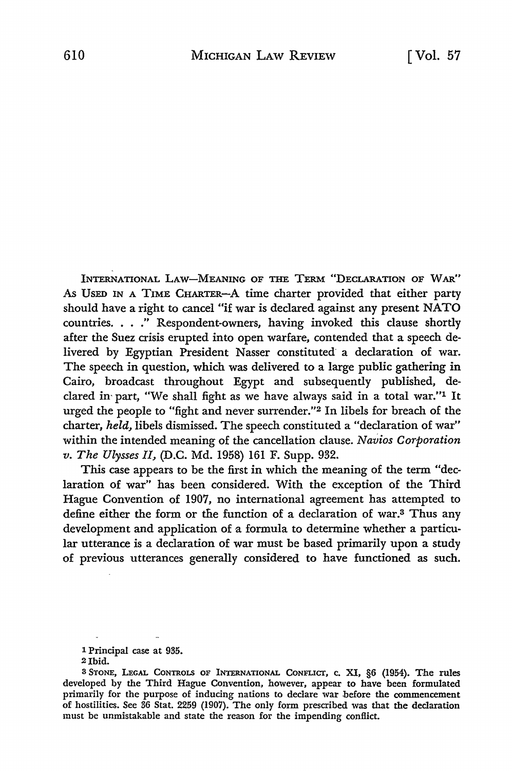INTERNATIONAL LAW—MEANING OF THE TERM "DECLARATION OF WAR" AS USED IN A TIME CHARTER—A time charter provided that either party should have a right to cancel "if war is declared against any present NATO countries. . . ." Respondent-owners, having invoked this clause shortly after the Suez crisis erupted into open warfare, contended that a speech delivered by Egyptian President Nasser constituted a declaration of war. The speech in question, which was delivered to a large public gathering in Cairo, broadcast throughout Egypt and subsequently published, declared in part, "We shall fight as we have always said in a total war."[1] It urged the people to "fight and never surrender."[2] In libels for breach of the charter, *held,* libels dismissed. The speech constituted a "declaration of war" within the intended meaning of the cancellation clause. *Navios Corporation v. The Ulysses II,* (D.C. Md. 1958) 161 F. Supp. 932.

This case appears to be the first in which the meaning of the term "declaration of war" has been considered. With the exception of the Third Hague Convention of 1907, no international agreement has attempted to define either the form or the function of a declaration of war.[3] Thus any development and application of a formula to determine whether a particular utterance is a declaration of war must be based primarily upon a study of previous utterances generally considered to have functioned as such.

---

[1] Principal case at 935.

[2] Ibid.

[3] STONE, LEGAL CONTROLS OF INTERNATIONAL CONFLICT, c. XI, §6 (1954). The rules developed by the Third Hague Convention, however, appear to have been formulated primarily for the purpose of inducing nations to declare war before the commencement of hostilities. See 36 Stat. 2259 (1907). The only form prescribed was that the declaration must be unmistakable and state the reason for the impending conflict.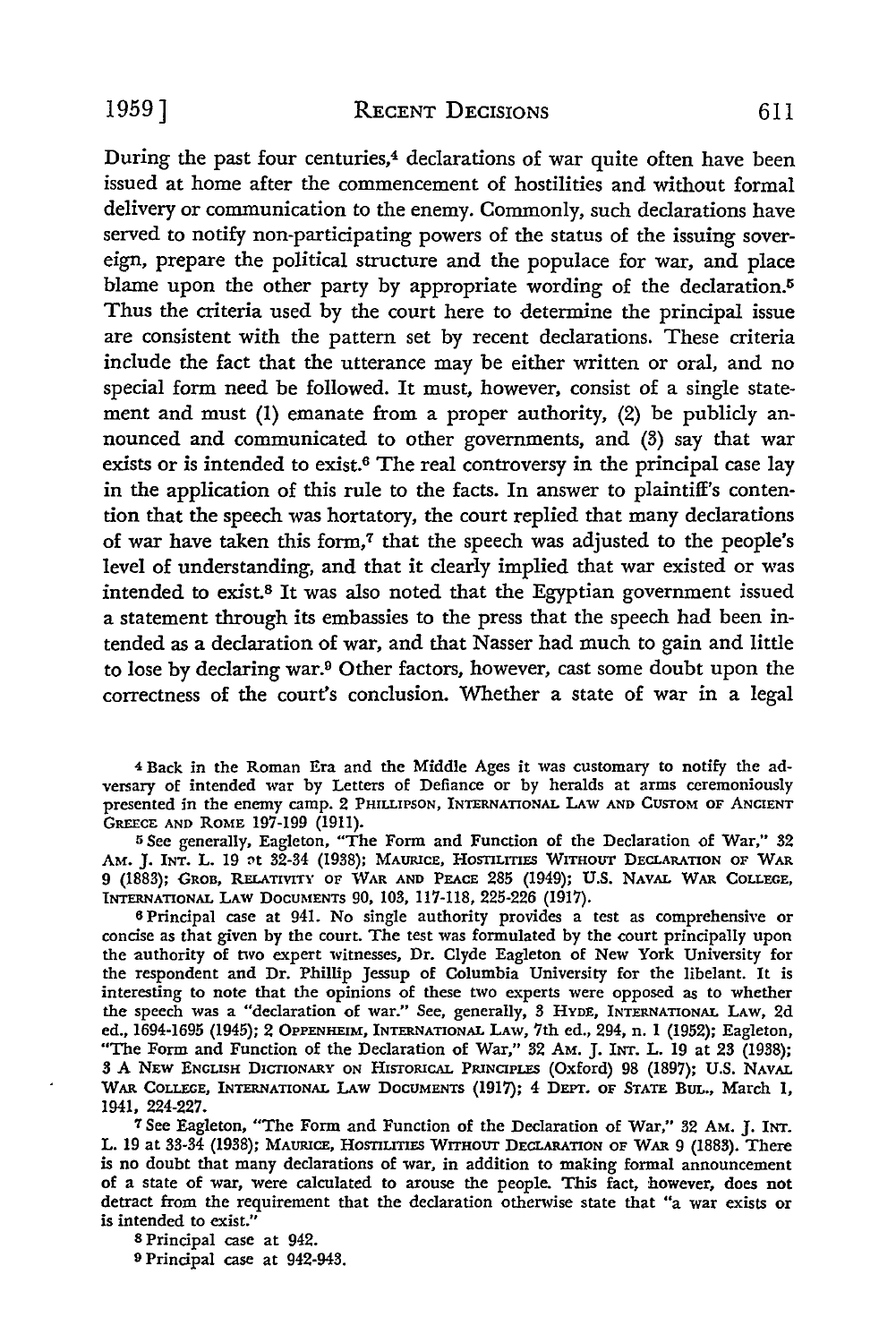During the past four centuries,[4] declarations of war quite often have been issued at home after the commencement of hostilities and without formal delivery or communication to the enemy. Commonly, such declarations have served to notify non-participating powers of the status of the issuing sovereign, prepare the political structure and the populace for war, and place blame upon the other party by appropriate wording of the declaration.[5] Thus the criteria used by the court here to determine the principal issue are consistent with the pattern set by recent declarations. These criteria include the fact that the utterance may be either written or oral, and no special form need be followed. It must, however, consist of a single statement and must (1) emanate from a proper authority, (2) be publicly announced and communicated to other governments, and (3) say that war exists or is intended to exist.[6] The real controversy in the principal case lay in the application of this rule to the facts. In answer to plaintiff's contention that the speech was hortatory, the court replied that many declarations of war have taken this form,[7] that the speech was adjusted to the people's level of understanding, and that it clearly implied that war existed or was intended to exist.[8] It was also noted that the Egyptian government issued a statement through its embassies to the press that the speech had been intended as a declaration of war, and that Nasser had much to gain and little to lose by declaring war.[9] Other factors, however, cast some doubt upon the correctness of the court's conclusion. Whether a state of war in a legal

---

[4] Back in the Roman Era and the Middle Ages it was customary to notify the adversary of intended war by Letters of Defiance or by heralds at arms ceremoniously presented in the enemy camp. 2 PHILLIPSON, INTERNATIONAL LAW AND CUSTOM OF ANCIENT GREECE AND ROME 197-199 (1911).

[5] See generally, Eagleton, "The Form and Function of the Declaration of War," 32 AM. J. INT. L. 19 at 32-34 (1938); MAURICE, HOSTILITIES WITHOUT DECLARATION OF WAR 9 (1883); GROB, RELATIVITY OF WAR AND PEACE 285 (1949); U.S. NAVAL WAR COLLEGE, INTERNATIONAL LAW DOCUMENTS 90, 103, 117-118, 225-226 (1917).

[6] Principal case at 941. No single authority provides a test as comprehensive or concise as that given by the court. The test was formulated by the court principally upon the authority of two expert witnesses, Dr. Clyde Eagleton of New York University for the respondent and Dr. Phillip Jessup of Columbia University for the libelant. It is interesting to note that the opinions of these two experts were opposed as to whether the speech was a "declaration of war." See, generally, 3 HYDE, INTERNATIONAL LAW, 2d ed., 1694-1695 (1945); 2 OPPENHEIM, INTERNATIONAL LAW, 7th ed., 294, n. 1 (1952); Eagleton, "The Form and Function of the Declaration of War," 32 AM. J. INT. L. 19 at 23 (1938); 3 A NEW ENGLISH DICTIONARY ON HISTORICAL PRINCIPLES (Oxford) 98 (1897); U.S. NAVAL WAR COLLEGE, INTERNATIONAL LAW DOCUMENTS (1917); 4 DEPT. OF STATE BUL., March 1, 1941, 224-227.

[7] See Eagleton, "The Form and Function of the Declaration of War," 32 AM. J. INT. L. 19 at 33-34 (1938); MAURICE, HOSTILITIES WITHOUT DECLARATION OF WAR 9 (1883). There is no doubt that many declarations of war, in addition to making formal announcement of a state of war, were calculated to arouse the people. This fact, however, does not detract from the requirement that the declaration otherwise state that "a war exists or is intended to exist."

[8] Principal case at 942.

[9] Principal case at 942-943.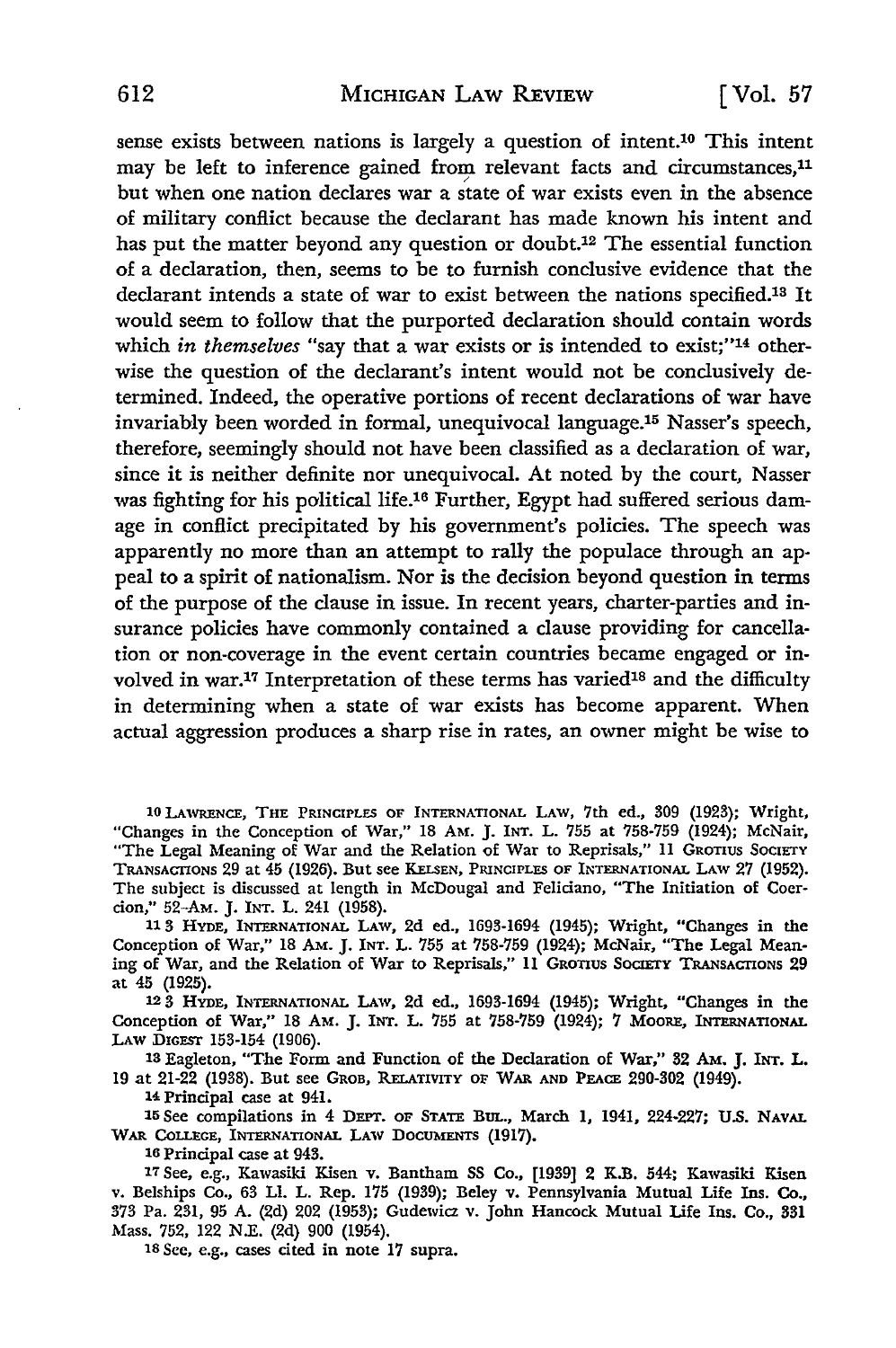sense exists between nations is largely a question of intent.[10] This intent may be left to inference gained from relevant facts and circumstances,[11] but when one nation declares war a state of war exists even in the absence of military conflict because the declarant has made known his intent and has put the matter beyond any question or doubt.[12] The essential function of a declaration, then, seems to be to furnish conclusive evidence that the declarant intends a state of war to exist between the nations specified.[13] It would seem to follow that the purported declaration should contain words which *in themselves* "say that a war exists or is intended to exist;"[14] otherwise the question of the declarant's intent would not be conclusively determined. Indeed, the operative portions of recent declarations of war have invariably been worded in formal, unequivocal language.[15] Nasser's speech, therefore, seemingly should not have been classified as a declaration of war, since it is neither definite nor unequivocal. At noted by the court, Nasser was fighting for his political life.[16] Further, Egypt had suffered serious damage in conflict precipitated by his government's policies. The speech was apparently no more than an attempt to rally the populace through an appeal to a spirit of nationalism. Nor is the decision beyond question in terms of the purpose of the clause in issue. In recent years, charter-parties and insurance policies have commonly contained a clause providing for cancellation or non-coverage in the event certain countries became engaged or involved in war.[17] Interpretation of these terms has varied[18] and the difficulty in determining when a state of war exists has become apparent. When actual aggression produces a sharp rise in rates, an owner might be wise to

---

[10] LAWRENCE, THE PRINCIPLES OF INTERNATIONAL LAW, 7th ed., 309 (1923); Wright, "Changes in the Conception of War," 18 AM. J. INT. L. 755 at 758-759 (1924); McNair, "The Legal Meaning of War and the Relation of War to Reprisals," 11 GROTIUS SOCIETY TRANSACTIONS 29 at 45 (1926). But see KELSEN, PRINCIPLES OF INTERNATIONAL LAW 27 (1952). The subject is discussed at length in McDougal and Feliciano, "The Initiation of Coercion," 52 AM. J. INT. L. 241 (1958).

[11] 3 HYDE, INTERNATIONAL LAW, 2d ed., 1693-1694 (1945); Wright, "Changes in the Conception of War," 18 AM. J. INT. L. 755 at 758-759 (1924); McNair, "The Legal Meaning of War, and the Relation of War to Reprisals," 11 GROTIUS SOCIETY TRANSACTIONS 29 at 45 (1925).

[12] 3 HYDE, INTERNATIONAL LAW, 2d ed., 1693-1694 (1945); Wright, "Changes in the Conception of War," 18 AM. J. INT. L. 755 at 758-759 (1924); 7 MOORE, INTERNATIONAL LAW DIGEST 153-154 (1906).

[13] Eagleton, "The Form and Function of the Declaration of War," 32 AM. J. INT. L. 19 at 21-22 (1938). But see GROB, RELATIVITY OF WAR AND PEACE 290-302 (1949).

[14] Principal case at 941.

[15] See compilations in 4 DEPT. OF STATE BUL., March 1, 1941, 224-227; U.S. NAVAL WAR COLLEGE, INTERNATIONAL LAW DOCUMENTS (1917).

[16] Principal case at 943.

[17] See, e.g., Kawasiki Kisen v. Bantham SS Co., [1939] 2 K.B. 544; Kawasiki Kisen v. Belships Co., 63 Ll. L. Rep. 175 (1939); Beley v. Pennsylvania Mutual Life Ins. Co., 373 Pa. 231, 95 A. (2d) 202 (1953); Gudewicz v. John Hancock Mutual Life Ins. Co., 331 Mass. 752, 122 N.E. (2d) 900 (1954).

[18] See, e.g., cases cited in note 17 supra.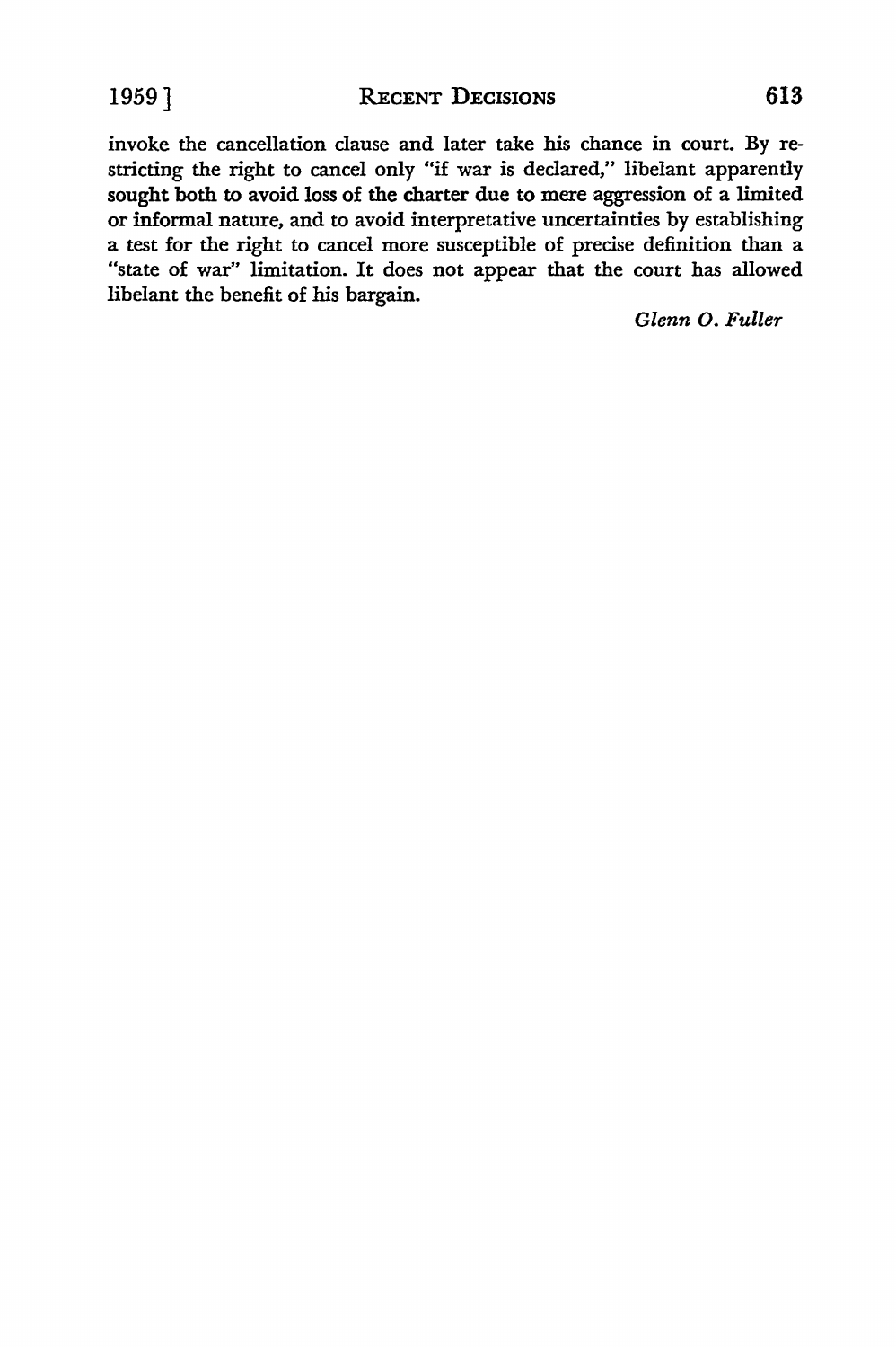invoke the cancellation clause and later take his chance in court. By restricting the right to cancel only "if war is declared," libelant apparently sought both to avoid loss of the charter due to mere aggression of a limited or informal nature, and to avoid interpretative uncertainties by establishing a test for the right to cancel more susceptible of precise definition than a "state of war" limitation. It does not appear that the court has allowed libelant the benefit of his bargain.

*Glenn O. Fuller*